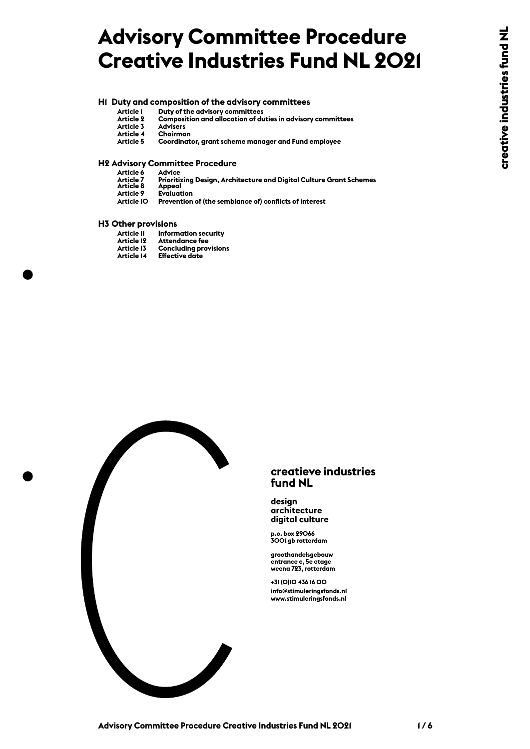# Advisory Committee Procedure Creative Industries Fund NL 2021

## H1 Duty and composition of the advisory committees

- **Article 1** Duty of the advisory committees
- **Article 2** Composition and allocation of duties in advisory committees
- **Article 3** Advisers
- **Article 4** Chairman
- **Article 5** Coordinator, grant scheme manager and Fund employee

## H2 Advisory Committee Procedure

- **Article 6** Advice
- **Article 7** Prioritizing Design, Architecture and Digital Culture Grant Schemes
- **Article 8** Appeal
- **Article 9** Evaluation
- **Article 10** Prevention of (the semblance of) conflicts of interest

## H3 Other provisions

- **Article 11** Information security
- **Article 12** Attendance fee
- **Article 13** Concluding provisions
- **Article 14** Effective date

**creatieve industries fund NL**

**design**
**architecture**
**digital culture**

p.o. box 29066
3001 gb rotterdam

groothandelsgebouw
entrance c, 5e etage
weena 723, rotterdam

+31 (0)10 436 16 00
info@stimuleringsfonds.nl
www.stimuleringsfonds.nl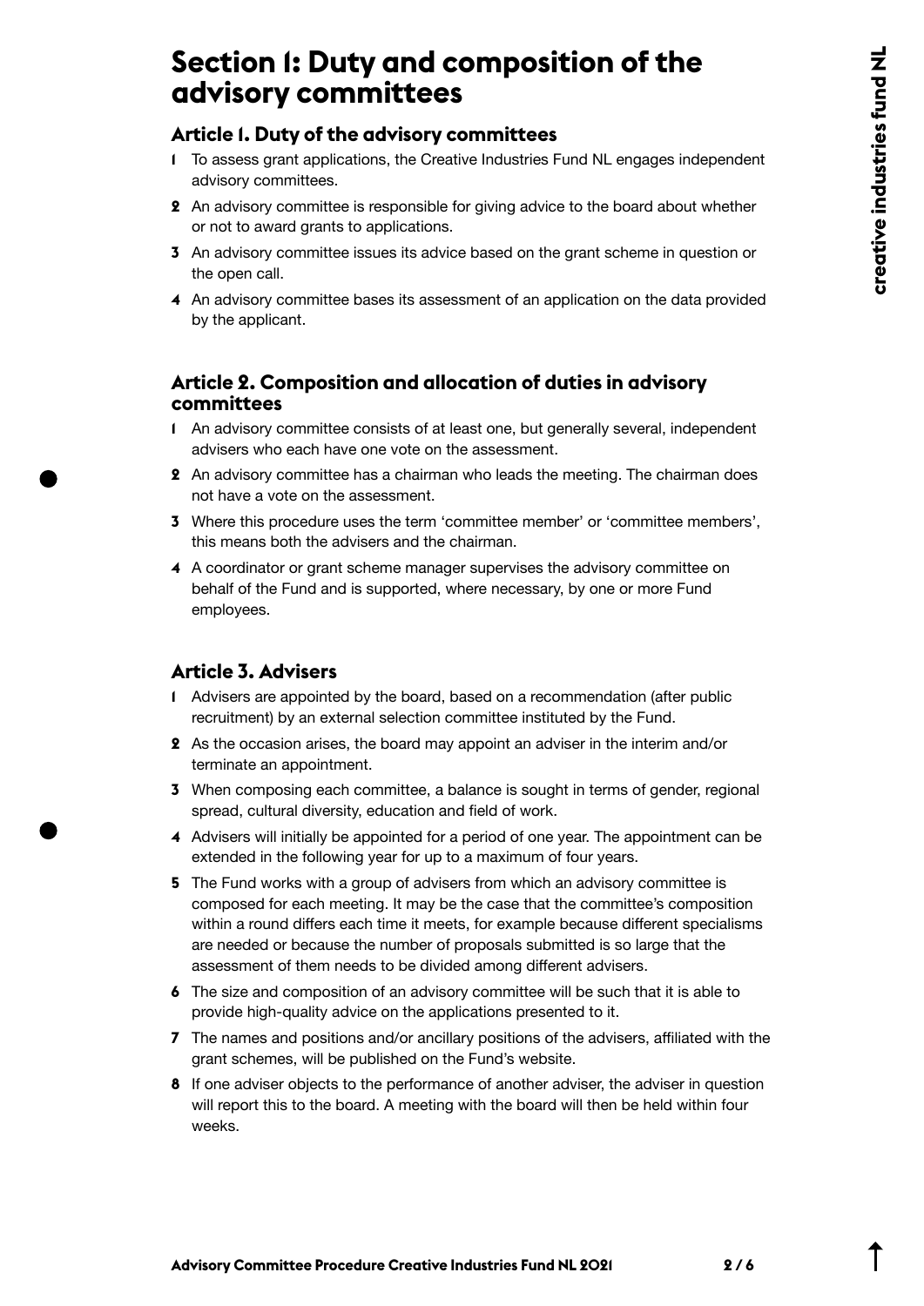# Section 1: Duty and composition of the advisory committees

## Article 1. Duty of the advisory committees

1. To assess grant applications, the Creative Industries Fund NL engages independent advisory committees.
2. An advisory committee is responsible for giving advice to the board about whether or not to award grants to applications.
3. An advisory committee issues its advice based on the grant scheme in question or the open call.
4. An advisory committee bases its assessment of an application on the data provided by the applicant.

## Article 2. Composition and allocation of duties in advisory committees

1. An advisory committee consists of at least one, but generally several, independent advisers who each have one vote on the assessment.
2. An advisory committee has a chairman who leads the meeting. The chairman does not have a vote on the assessment.
3. Where this procedure uses the term 'committee member' or 'committee members', this means both the advisers and the chairman.
4. A coordinator or grant scheme manager supervises the advisory committee on behalf of the Fund and is supported, where necessary, by one or more Fund employees.

## Article 3. Advisers

1. Advisers are appointed by the board, based on a recommendation (after public recruitment) by an external selection committee instituted by the Fund.
2. As the occasion arises, the board may appoint an adviser in the interim and/or terminate an appointment.
3. When composing each committee, a balance is sought in terms of gender, regional spread, cultural diversity, education and field of work.
4. Advisers will initially be appointed for a period of one year. The appointment can be extended in the following year for up to a maximum of four years.
5. The Fund works with a group of advisers from which an advisory committee is composed for each meeting. It may be the case that the committee's composition within a round differs each time it meets, for example because different specialisms are needed or because the number of proposals submitted is so large that the assessment of them needs to be divided among different advisers.
6. The size and composition of an advisory committee will be such that it is able to provide high-quality advice on the applications presented to it.
7. The names and positions and/or ancillary positions of the advisers, affiliated with the grant schemes, will be published on the Fund's website.
8. If one adviser objects to the performance of another adviser, the adviser in question will report this to the board. A meeting with the board will then be held within four weeks.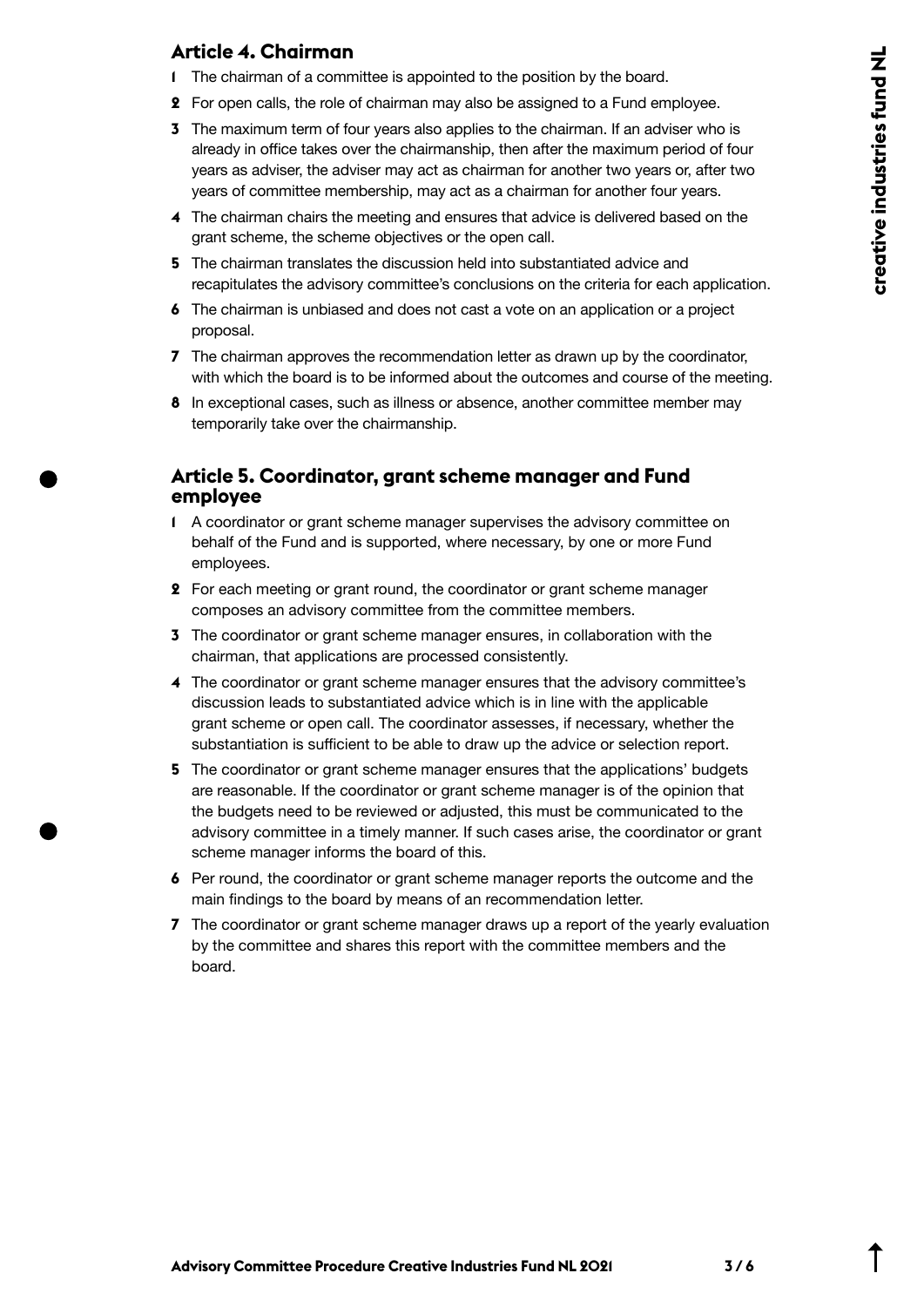## Article 4. Chairman

1. The chairman of a committee is appointed to the position by the board.
2. For open calls, the role of chairman may also be assigned to a Fund employee.
3. The maximum term of four years also applies to the chairman. If an adviser who is already in office takes over the chairmanship, then after the maximum period of four years as adviser, the adviser may act as chairman for another two years or, after two years of committee membership, may act as a chairman for another four years.
4. The chairman chairs the meeting and ensures that advice is delivered based on the grant scheme, the scheme objectives or the open call.
5. The chairman translates the discussion held into substantiated advice and recapitulates the advisory committee's conclusions on the criteria for each application.
6. The chairman is unbiased and does not cast a vote on an application or a project proposal.
7. The chairman approves the recommendation letter as drawn up by the coordinator, with which the board is to be informed about the outcomes and course of the meeting.
8. In exceptional cases, such as illness or absence, another committee member may temporarily take over the chairmanship.

## Article 5. Coordinator, grant scheme manager and Fund employee

1. A coordinator or grant scheme manager supervises the advisory committee on behalf of the Fund and is supported, where necessary, by one or more Fund employees.
2. For each meeting or grant round, the coordinator or grant scheme manager composes an advisory committee from the committee members.
3. The coordinator or grant scheme manager ensures, in collaboration with the chairman, that applications are processed consistently.
4. The coordinator or grant scheme manager ensures that the advisory committee's discussion leads to substantiated advice which is in line with the applicable grant scheme or open call. The coordinator assesses, if necessary, whether the substantiation is sufficient to be able to draw up the advice or selection report.
5. The coordinator or grant scheme manager ensures that the applications' budgets are reasonable. If the coordinator or grant scheme manager is of the opinion that the budgets need to be reviewed or adjusted, this must be communicated to the advisory committee in a timely manner. If such cases arise, the coordinator or grant scheme manager informs the board of this.
6. Per round, the coordinator or grant scheme manager reports the outcome and the main findings to the board by means of an recommendation letter.
7. The coordinator or grant scheme manager draws up a report of the yearly evaluation by the committee and shares this report with the committee members and the board.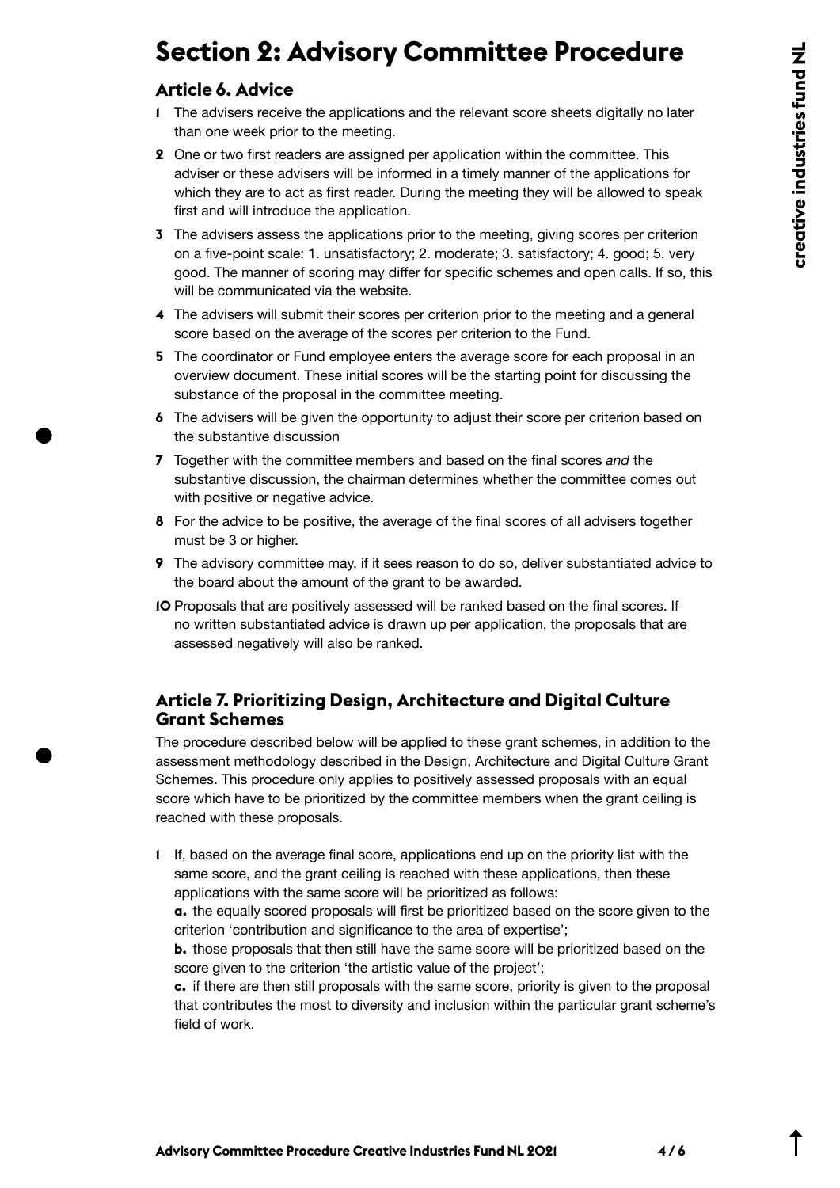# Section 2: Advisory Committee Procedure

## Article 6. Advice

1. The advisers receive the applications and the relevant score sheets digitally no later than one week prior to the meeting.
2. One or two first readers are assigned per application within the committee. This adviser or these advisers will be informed in a timely manner of the applications for which they are to act as first reader. During the meeting they will be allowed to speak first and will introduce the application.
3. The advisers assess the applications prior to the meeting, giving scores per criterion on a five-point scale: 1. unsatisfactory; 2. moderate; 3. satisfactory; 4. good; 5. very good. The manner of scoring may differ for specific schemes and open calls. If so, this will be communicated via the website.
4. The advisers will submit their scores per criterion prior to the meeting and a general score based on the average of the scores per criterion to the Fund.
5. The coordinator or Fund employee enters the average score for each proposal in an overview document. These initial scores will be the starting point for discussing the substance of the proposal in the committee meeting.
6. The advisers will be given the opportunity to adjust their score per criterion based on the substantive discussion
7. Together with the committee members and based on the final scores *and* the substantive discussion, the chairman determines whether the committee comes out with positive or negative advice.
8. For the advice to be positive, the average of the final scores of all advisers together must be 3 or higher.
9. The advisory committee may, if it sees reason to do so, deliver substantiated advice to the board about the amount of the grant to be awarded.
10. Proposals that are positively assessed will be ranked based on the final scores. If no written substantiated advice is drawn up per application, the proposals that are assessed negatively will also be ranked.

## Article 7. Prioritizing Design, Architecture and Digital Culture Grant Schemes

The procedure described below will be applied to these grant schemes, in addition to the assessment methodology described in the Design, Architecture and Digital Culture Grant Schemes. This procedure only applies to positively assessed proposals with an equal score which have to be prioritized by the committee members when the grant ceiling is reached with these proposals.

1. If, based on the average final score, applications end up on the priority list with the same score, and the grant ceiling is reached with these applications, then these applications with the same score will be prioritized as follows:

   **a.** the equally scored proposals will first be prioritized based on the score given to the criterion 'contribution and significance to the area of expertise';

   **b.** those proposals that then still have the same score will be prioritized based on the score given to the criterion 'the artistic value of the project';

   **c.** if there are then still proposals with the same score, priority is given to the proposal that contributes the most to diversity and inclusion within the particular grant scheme's field of work.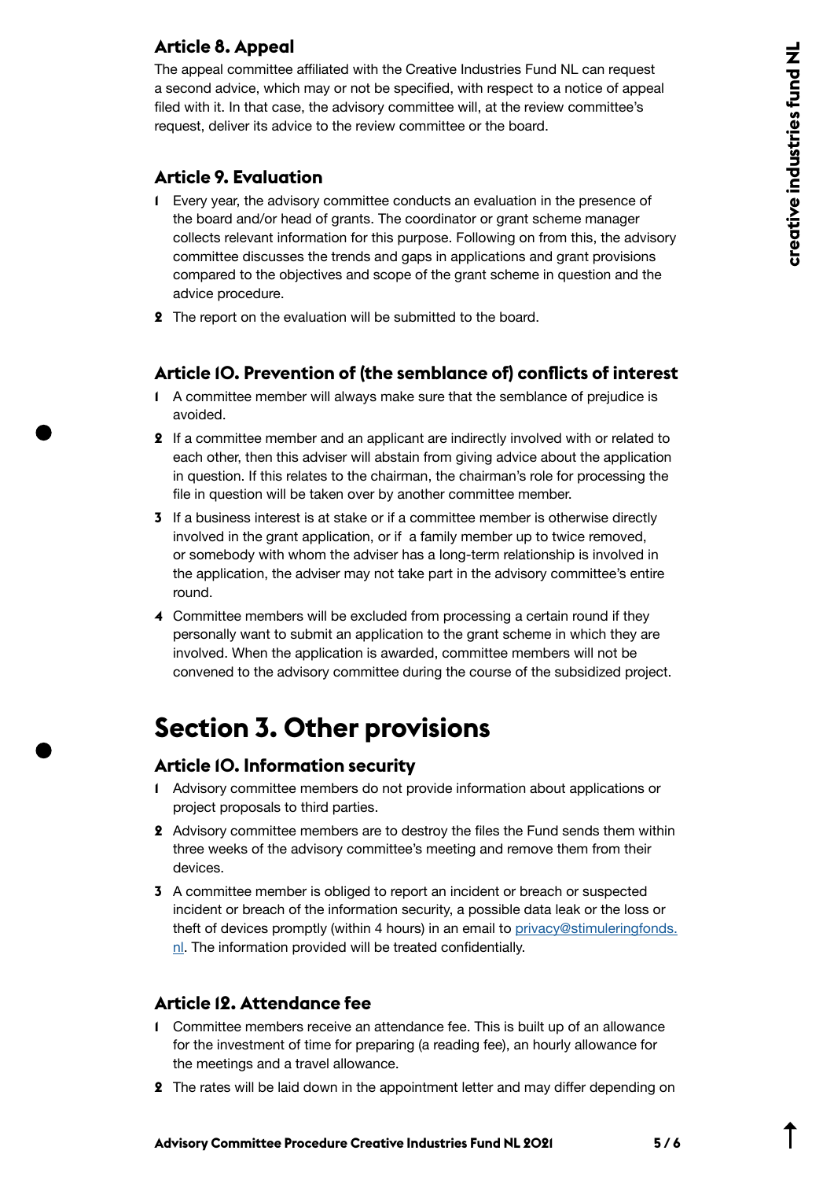### Article 8. Appeal

The appeal committee affiliated with the Creative Industries Fund NL can request a second advice, which may or not be specified, with respect to a notice of appeal filed with it. In that case, the advisory committee will, at the review committee's request, deliver its advice to the review committee or the board.

### Article 9. Evaluation

1. Every year, the advisory committee conducts an evaluation in the presence of the board and/or head of grants. The coordinator or grant scheme manager collects relevant information for this purpose. Following on from this, the advisory committee discusses the trends and gaps in applications and grant provisions compared to the objectives and scope of the grant scheme in question and the advice procedure.
2. The report on the evaluation will be submitted to the board.

### Article 10. Prevention of (the semblance of) conflicts of interest

1. A committee member will always make sure that the semblance of prejudice is avoided.
2. If a committee member and an applicant are indirectly involved with or related to each other, then this adviser will abstain from giving advice about the application in question. If this relates to the chairman, the chairman's role for processing the file in question will be taken over by another committee member.
3. If a business interest is at stake or if a committee member is otherwise directly involved in the grant application, or if a family member up to twice removed, or somebody with whom the adviser has a long-term relationship is involved in the application, the adviser may not take part in the advisory committee's entire round.
4. Committee members will be excluded from processing a certain round if they personally want to submit an application to the grant scheme in which they are involved. When the application is awarded, committee members will not be convened to the advisory committee during the course of the subsidized project.

## Section 3. Other provisions

### Article 10. Information security

1. Advisory committee members do not provide information about applications or project proposals to third parties.
2. Advisory committee members are to destroy the files the Fund sends them within three weeks of the advisory committee's meeting and remove them from their devices.
3. A committee member is obliged to report an incident or breach or suspected incident or breach of the information security, a possible data leak or the loss or theft of devices promptly (within 4 hours) in an email to privacy@stimuleringfonds.nl. The information provided will be treated confidentially.

### Article 12. Attendance fee

1. Committee members receive an attendance fee. This is built up of an allowance for the investment of time for preparing (a reading fee), an hourly allowance for the meetings and a travel allowance.
2. The rates will be laid down in the appointment letter and may differ depending on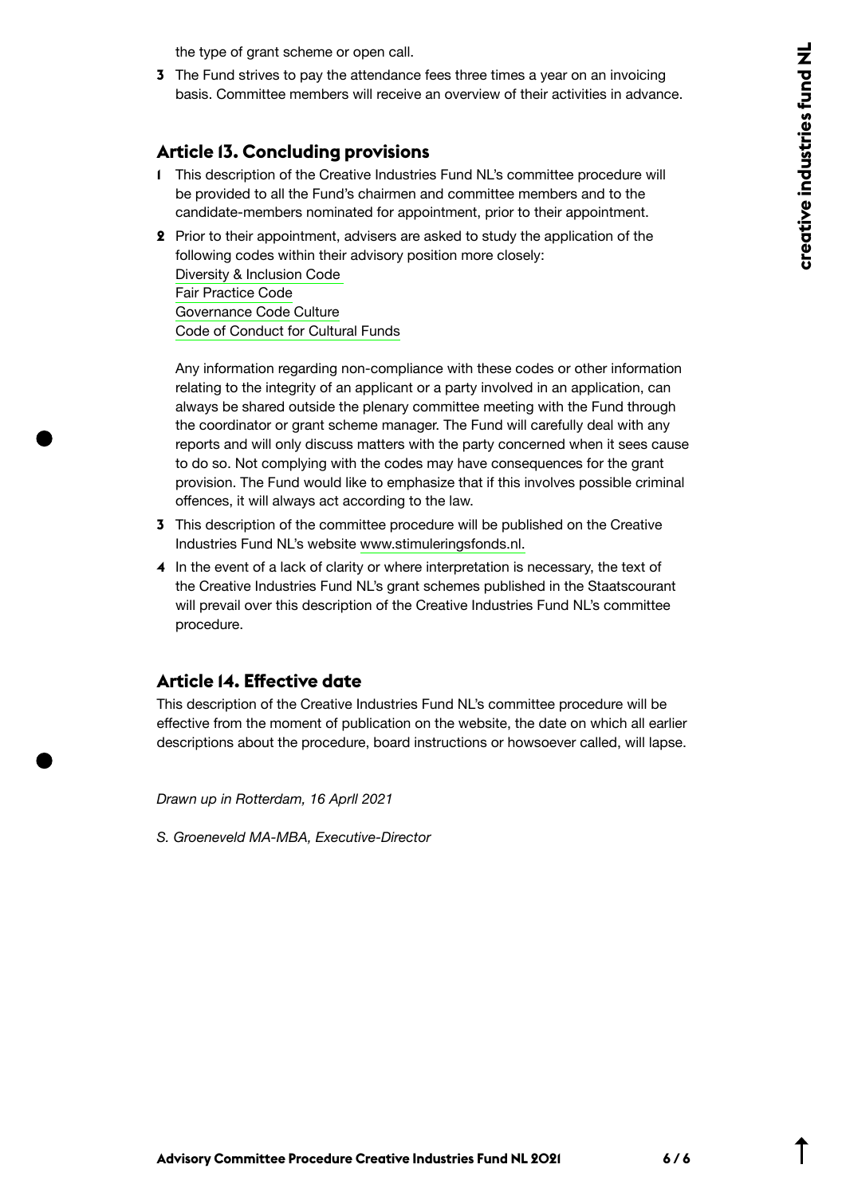the type of grant scheme or open call.

3 The Fund strives to pay the attendance fees three times a year on an invoicing basis. Committee members will receive an overview of their activities in advance.

## Article 13. Concluding provisions

1 This description of the Creative Industries Fund NL's committee procedure will be provided to all the Fund's chairmen and committee members and to the candidate-members nominated for appointment, prior to their appointment.

2 Prior to their appointment, advisers are asked to study the application of the following codes within their advisory position more closely:
Diversity & Inclusion Code
Fair Practice Code
Governance Code Culture
Code of Conduct for Cultural Funds

Any information regarding non-compliance with these codes or other information relating to the integrity of an applicant or a party involved in an application, can always be shared outside the plenary committee meeting with the Fund through the coordinator or grant scheme manager. The Fund will carefully deal with any reports and will only discuss matters with the party concerned when it sees cause to do so. Not complying with the codes may have consequences for the grant provision. The Fund would like to emphasize that if this involves possible criminal offences, it will always act according to the law.

3 This description of the committee procedure will be published on the Creative Industries Fund NL's website www.stimuleringsfonds.nl.

4 In the event of a lack of clarity or where interpretation is necessary, the text of the Creative Industries Fund NL's grant schemes published in the Staatscourant will prevail over this description of the Creative Industries Fund NL's committee procedure.

## Article 14. Effective date

This description of the Creative Industries Fund NL's committee procedure will be effective from the moment of publication on the website, the date on which all earlier descriptions about the procedure, board instructions or howsoever called, will lapse.

*Drawn up in Rotterdam, 16 Aprll 2021*

*S. Groeneveld MA-MBA, Executive-Director*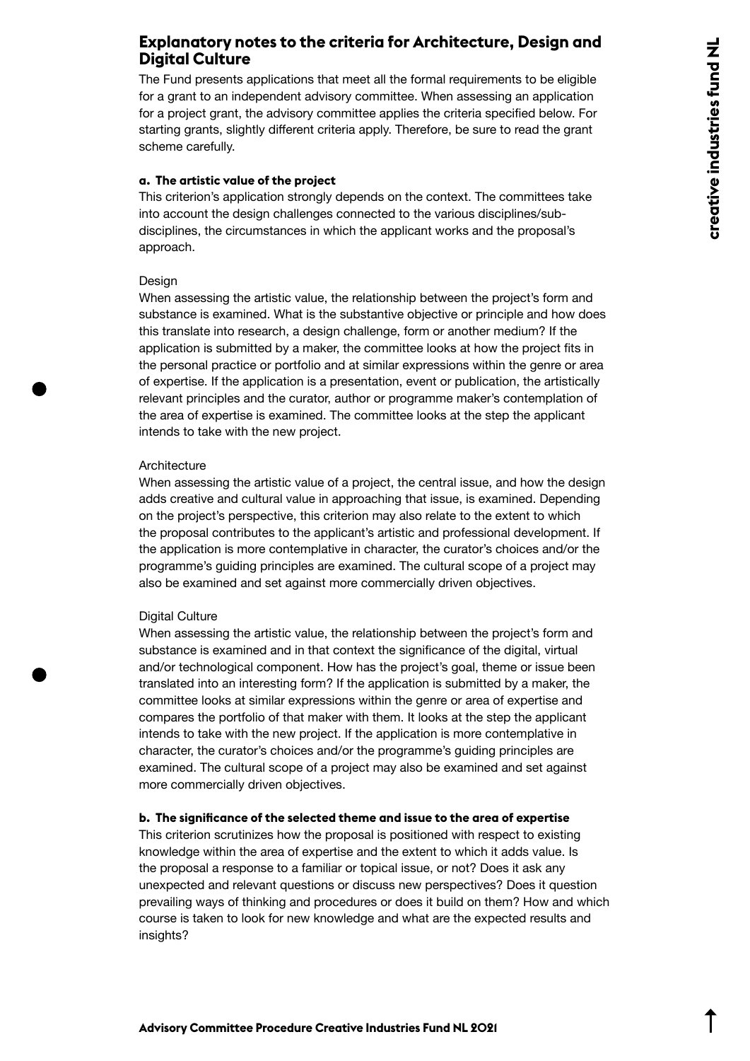## Explanatory notes to the criteria for Architecture, Design and Digital Culture

The Fund presents applications that meet all the formal requirements to be eligible for a grant to an independent advisory committee. When assessing an application for a project grant, the advisory committee applies the criteria specified below. For starting grants, slightly different criteria apply. Therefore, be sure to read the grant scheme carefully.

**a. The artistic value of the project**

This criterion's application strongly depends on the context. The committees take into account the design challenges connected to the various disciplines/sub-disciplines, the circumstances in which the applicant works and the proposal's approach.

Design

When assessing the artistic value, the relationship between the project's form and substance is examined. What is the substantive objective or principle and how does this translate into research, a design challenge, form or another medium? If the application is submitted by a maker, the committee looks at how the project fits in the personal practice or portfolio and at similar expressions within the genre or area of expertise. If the application is a presentation, event or publication, the artistically relevant principles and the curator, author or programme maker's contemplation of the area of expertise is examined. The committee looks at the step the applicant intends to take with the new project.

Architecture

When assessing the artistic value of a project, the central issue, and how the design adds creative and cultural value in approaching that issue, is examined. Depending on the project's perspective, this criterion may also relate to the extent to which the proposal contributes to the applicant's artistic and professional development. If the application is more contemplative in character, the curator's choices and/or the programme's guiding principles are examined. The cultural scope of a project may also be examined and set against more commercially driven objectives.

Digital Culture

When assessing the artistic value, the relationship between the project's form and substance is examined and in that context the significance of the digital, virtual and/or technological component. How has the project's goal, theme or issue been translated into an interesting form? If the application is submitted by a maker, the committee looks at similar expressions within the genre or area of expertise and compares the portfolio of that maker with them. It looks at the step the applicant intends to take with the new project. If the application is more contemplative in character, the curator's choices and/or the programme's guiding principles are examined. The cultural scope of a project may also be examined and set against more commercially driven objectives.

**b. The significance of the selected theme and issue to the area of expertise**

This criterion scrutinizes how the proposal is positioned with respect to existing knowledge within the area of expertise and the extent to which it adds value. Is the proposal a response to a familiar or topical issue, or not? Does it ask any unexpected and relevant questions or discuss new perspectives? Does it question prevailing ways of thinking and procedures or does it build on them? How and which course is taken to look for new knowledge and what are the expected results and insights?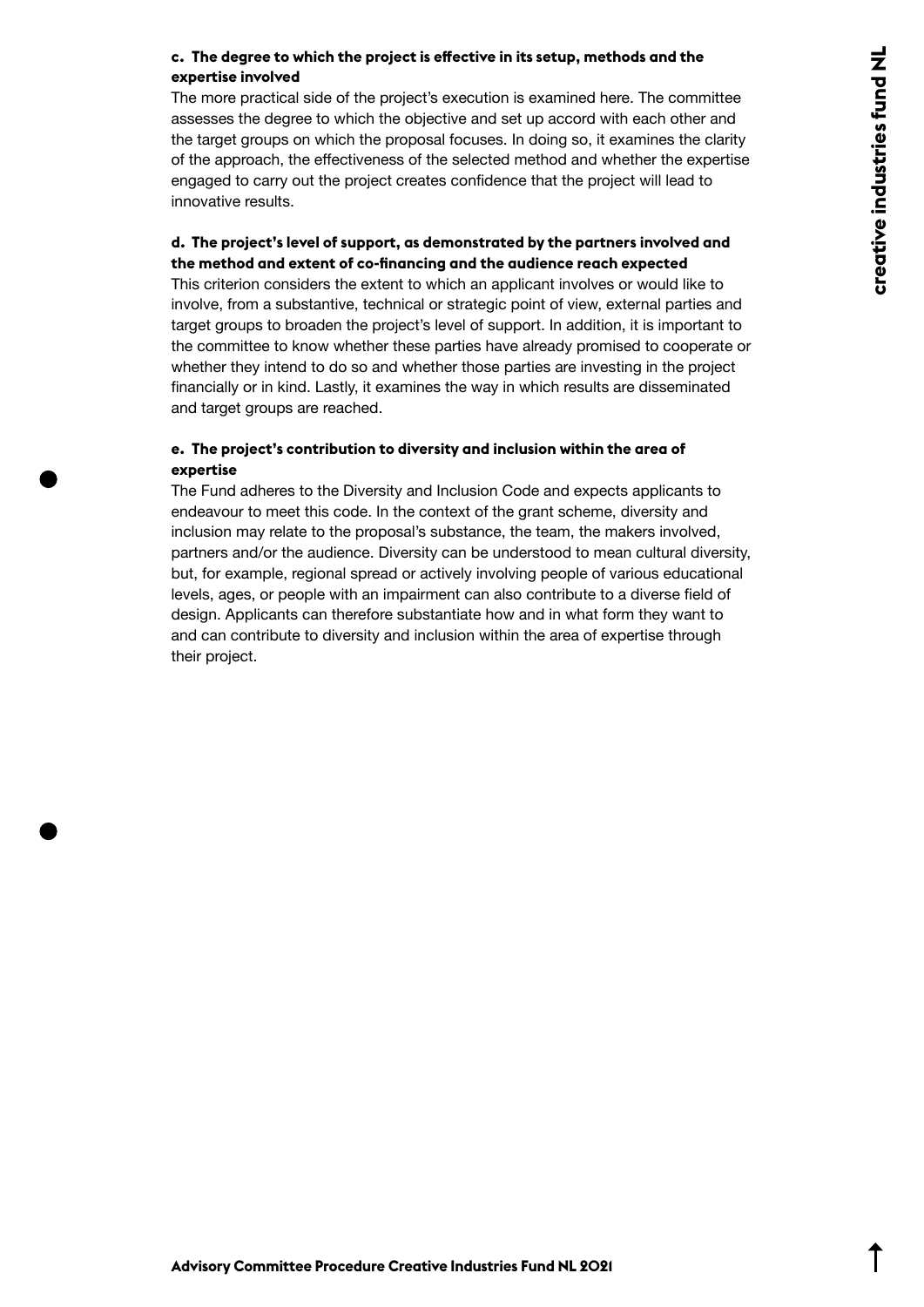**c. The degree to which the project is effective in its setup, methods and the expertise involved**

The more practical side of the project's execution is examined here. The committee assesses the degree to which the objective and set up accord with each other and the target groups on which the proposal focuses. In doing so, it examines the clarity of the approach, the effectiveness of the selected method and whether the expertise engaged to carry out the project creates confidence that the project will lead to innovative results.

**d. The project's level of support, as demonstrated by the partners involved and the method and extent of co-financing and the audience reach expected**

This criterion considers the extent to which an applicant involves or would like to involve, from a substantive, technical or strategic point of view, external parties and target groups to broaden the project's level of support. In addition, it is important to the committee to know whether these parties have already promised to cooperate or whether they intend to do so and whether those parties are investing in the project financially or in kind. Lastly, it examines the way in which results are disseminated and target groups are reached.

**e. The project's contribution to diversity and inclusion within the area of expertise**

The Fund adheres to the Diversity and Inclusion Code and expects applicants to endeavour to meet this code. In the context of the grant scheme, diversity and inclusion may relate to the proposal's substance, the team, the makers involved, partners and/or the audience. Diversity can be understood to mean cultural diversity, but, for example, regional spread or actively involving people of various educational levels, ages, or people with an impairment can also contribute to a diverse field of design. Applicants can therefore substantiate how and in what form they want to and can contribute to diversity and inclusion within the area of expertise through their project.